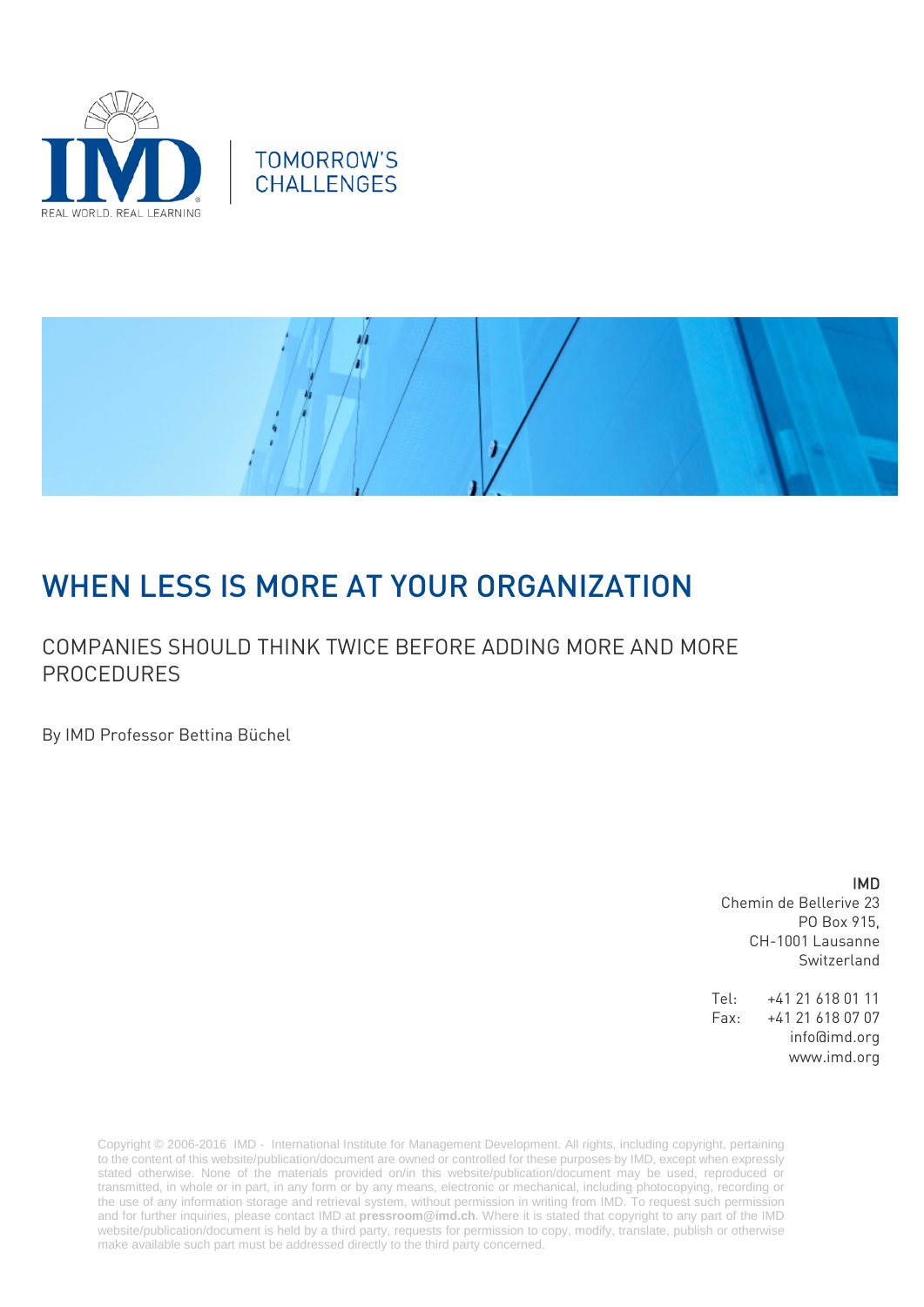TOMORROW'S CHALLENGES

# WHEN LESS IS MORE AT YOUR ORGANIZATION

## COMPANIES SHOULD THINK TWICE BEFORE ADDING MORE AND MORE PROCEDURES

By IMD Professor Bettina Büchel

**IMD**
Chemin de Bellerive 23
PO Box 915,
CH-1001 Lausanne
Switzerland

Tel: +41 21 618 01 11
Fax: +41 21 618 07 07
info@imd.org
www.imd.org

Copyright © 2006-2016 IMD - International Institute for Management Development. All rights, including copyright, pertaining to the content of this website/publication/document are owned or controlled for these purposes by IMD, except when expressly stated otherwise. None of the materials provided on/in this website/publication/document may be used, reproduced or transmitted, in whole or in part, in any form or by any means, electronic or mechanical, including photocopying, recording or the use of any information storage and retrieval system, without permission in writing from IMD. To request such permission and for further inquiries, please contact IMD at **pressroom@imd.ch**. Where it is stated that copyright to any part of the IMD website/publication/document is held by a third party, requests for permission to copy, modify, translate, publish or otherwise make available such part must be addressed directly to the third party concerned.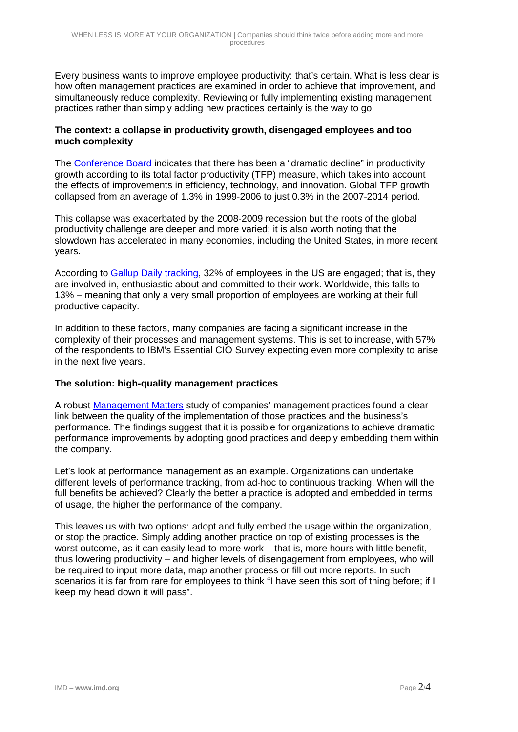Every business wants to improve employee productivity: that's certain. What is less clear is how often management practices are examined in order to achieve that improvement, and simultaneously reduce complexity. Reviewing or fully implementing existing management practices rather than simply adding new practices certainly is the way to go.

### The context: a collapse in productivity growth, disengaged employees and too much complexity

The Conference Board indicates that there has been a "dramatic decline" in productivity growth according to its total factor productivity (TFP) measure, which takes into account the effects of improvements in efficiency, technology, and innovation. Global TFP growth collapsed from an average of 1.3% in 1999-2006 to just 0.3% in the 2007-2014 period.

This collapse was exacerbated by the 2008-2009 recession but the roots of the global productivity challenge are deeper and more varied; it is also worth noting that the slowdown has accelerated in many economies, including the United States, in more recent years.

According to Gallup Daily tracking, 32% of employees in the US are engaged; that is, they are involved in, enthusiastic about and committed to their work. Worldwide, this falls to 13% – meaning that only a very small proportion of employees are working at their full productive capacity.

In addition to these factors, many companies are facing a significant increase in the complexity of their processes and management systems. This is set to increase, with 57% of the respondents to IBM's Essential CIO Survey expecting even more complexity to arise in the next five years.

### The solution: high-quality management practices

A robust Management Matters study of companies' management practices found a clear link between the quality of the implementation of those practices and the business's performance. The findings suggest that it is possible for organizations to achieve dramatic performance improvements by adopting good practices and deeply embedding them within the company.

Let's look at performance management as an example. Organizations can undertake different levels of performance tracking, from ad-hoc to continuous tracking. When will the full benefits be achieved? Clearly the better a practice is adopted and embedded in terms of usage, the higher the performance of the company.

This leaves us with two options: adopt and fully embed the usage within the organization, or stop the practice. Simply adding another practice on top of existing processes is the worst outcome, as it can easily lead to more work – that is, more hours with little benefit, thus lowering productivity – and higher levels of disengagement from employees, who will be required to input more data, map another process or fill out more reports. In such scenarios it is far from rare for employees to think "I have seen this sort of thing before; if I keep my head down it will pass".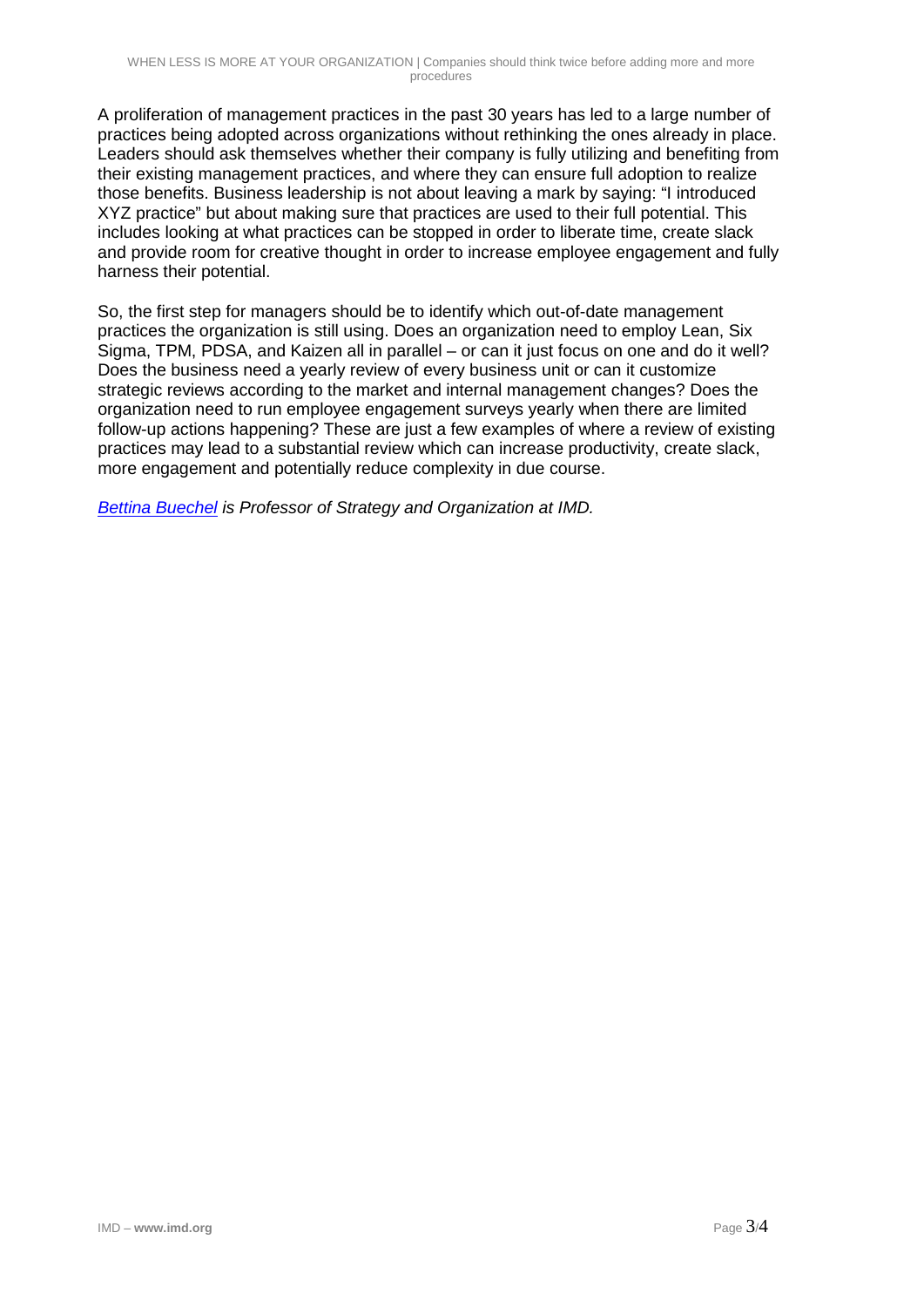A proliferation of management practices in the past 30 years has led to a large number of practices being adopted across organizations without rethinking the ones already in place. Leaders should ask themselves whether their company is fully utilizing and benefiting from their existing management practices, and where they can ensure full adoption to realize those benefits. Business leadership is not about leaving a mark by saying: "I introduced XYZ practice" but about making sure that practices are used to their full potential. This includes looking at what practices can be stopped in order to liberate time, create slack and provide room for creative thought in order to increase employee engagement and fully harness their potential.

So, the first step for managers should be to identify which out-of-date management practices the organization is still using. Does an organization need to employ Lean, Six Sigma, TPM, PDSA, and Kaizen all in parallel – or can it just focus on one and do it well? Does the business need a yearly review of every business unit or can it customize strategic reviews according to the market and internal management changes? Does the organization need to run employee engagement surveys yearly when there are limited follow-up actions happening? These are just a few examples of where a review of existing practices may lead to a substantial review which can increase productivity, create slack, more engagement and potentially reduce complexity in due course.

*Bettina Buechel is Professor of Strategy and Organization at IMD.*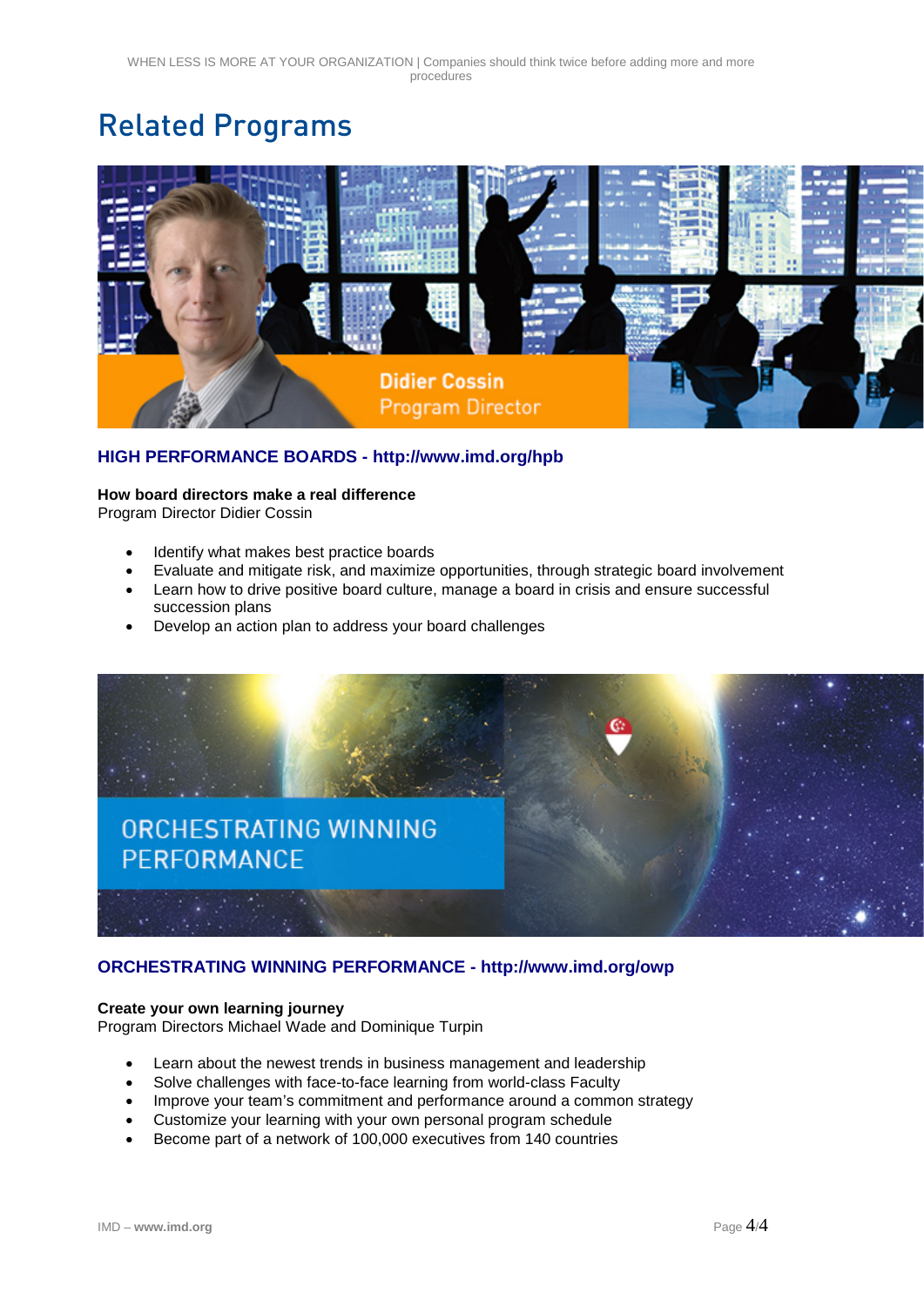# Related Programs

### HIGH PERFORMANCE BOARDS - http://www.imd.org/hpb

**How board directors make a real difference**
Program Director Didier Cossin

- Identify what makes best practice boards
- Evaluate and mitigate risk, and maximize opportunities, through strategic board involvement
- Learn how to drive positive board culture, manage a board in crisis and ensure successful succession plans
- Develop an action plan to address your board challenges

### ORCHESTRATING WINNING PERFORMANCE - http://www.imd.org/owp

**Create your own learning journey**
Program Directors Michael Wade and Dominique Turpin

- Learn about the newest trends in business management and leadership
- Solve challenges with face-to-face learning from world-class Faculty
- Improve your team's commitment and performance around a common strategy
- Customize your learning with your own personal program schedule
- Become part of a network of 100,000 executives from 140 countries